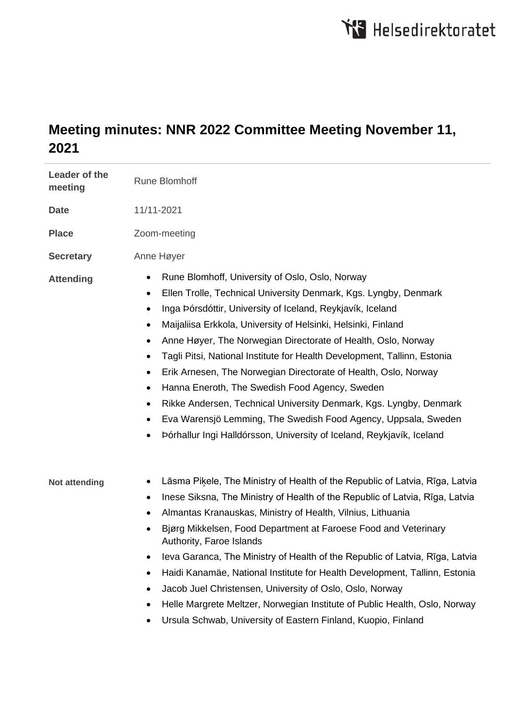# Meeting minutes: NNR 2022 Committee Meeting November 11, 2021

| | |
|---|---|
| **Leader of the meeting** | Rune Blomhoff |
| **Date** | 11/11-2021 |
| **Place** | Zoom-meeting |
| **Secretary** | Anne Høyer |

**Attending**

- Rune Blomhoff, University of Oslo, Oslo, Norway
- Ellen Trolle, Technical University Denmark, Kgs. Lyngby, Denmark
- Inga Þórsdóttir, University of Iceland, Reykjavík, Iceland
- Maijaliisa Erkkola, University of Helsinki, Helsinki, Finland
- Anne Høyer, The Norwegian Directorate of Health, Oslo, Norway
- Tagli Pitsi, National Institute for Health Development, Tallinn, Estonia
- Erik Arnesen, The Norwegian Directorate of Health, Oslo, Norway
- Hanna Eneroth, The Swedish Food Agency, Sweden
- Rikke Andersen, Technical University Denmark, Kgs. Lyngby, Denmark
- Eva Warensjö Lemming, The Swedish Food Agency, Uppsala, Sweden
- Þórhallur Ingi Halldórsson, University of Iceland, Reykjavík, Iceland

**Not attending**

- Lāsma Piķele, The Ministry of Health of the Republic of Latvia, Rīga, Latvia
- Inese Siksna, The Ministry of Health of the Republic of Latvia, Rīga, Latvia
- Almantas Kranauskas, Ministry of Health, Vilnius, Lithuania
- Bjørg Mikkelsen, Food Department at Faroese Food and Veterinary Authority, Faroe Islands
- Ieva Garanca, The Ministry of Health of the Republic of Latvia, Rīga, Latvia
- Haidi Kanamäe, National Institute for Health Development, Tallinn, Estonia
- Jacob Juel Christensen, University of Oslo, Oslo, Norway
- Helle Margrete Meltzer, Norwegian Institute of Public Health, Oslo, Norway
- Ursula Schwab, University of Eastern Finland, Kuopio, Finland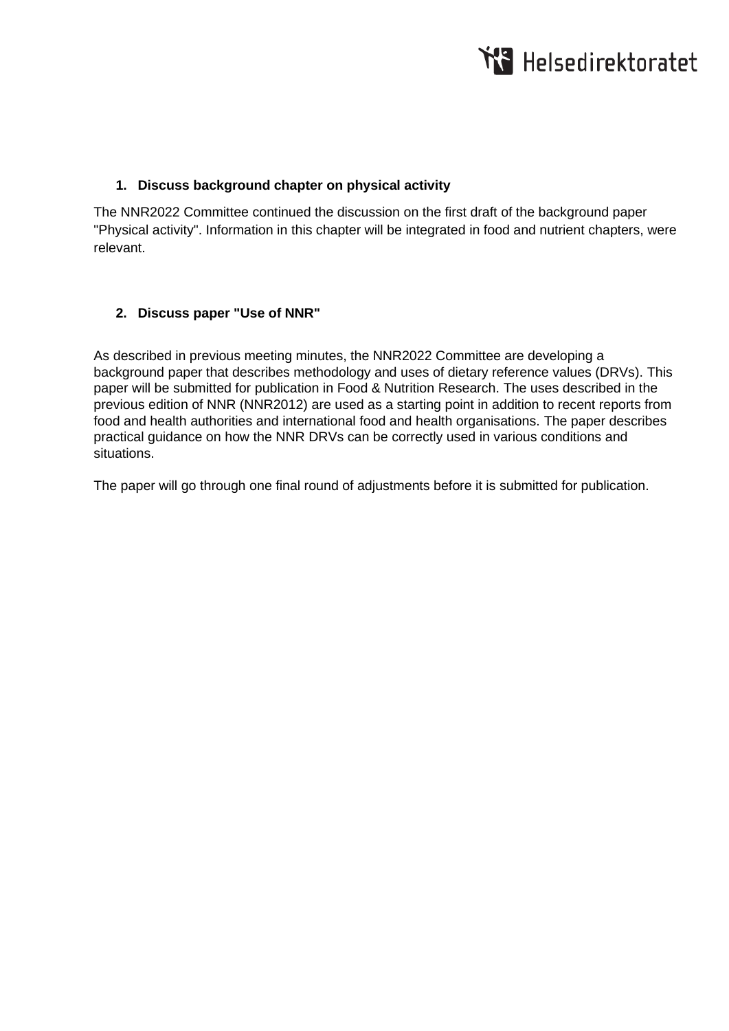1. **Discuss background chapter on physical activity**

The NNR2022 Committee continued the discussion on the first draft of the background paper "Physical activity". Information in this chapter will be integrated in food and nutrient chapters, were relevant.

2. **Discuss paper "Use of NNR"**

As described in previous meeting minutes, the NNR2022 Committee are developing a background paper that describes methodology and uses of dietary reference values (DRVs). This paper will be submitted for publication in Food & Nutrition Research. The uses described in the previous edition of NNR (NNR2012) are used as a starting point in addition to recent reports from food and health authorities and international food and health organisations. The paper describes practical guidance on how the NNR DRVs can be correctly used in various conditions and situations.

The paper will go through one final round of adjustments before it is submitted for publication.